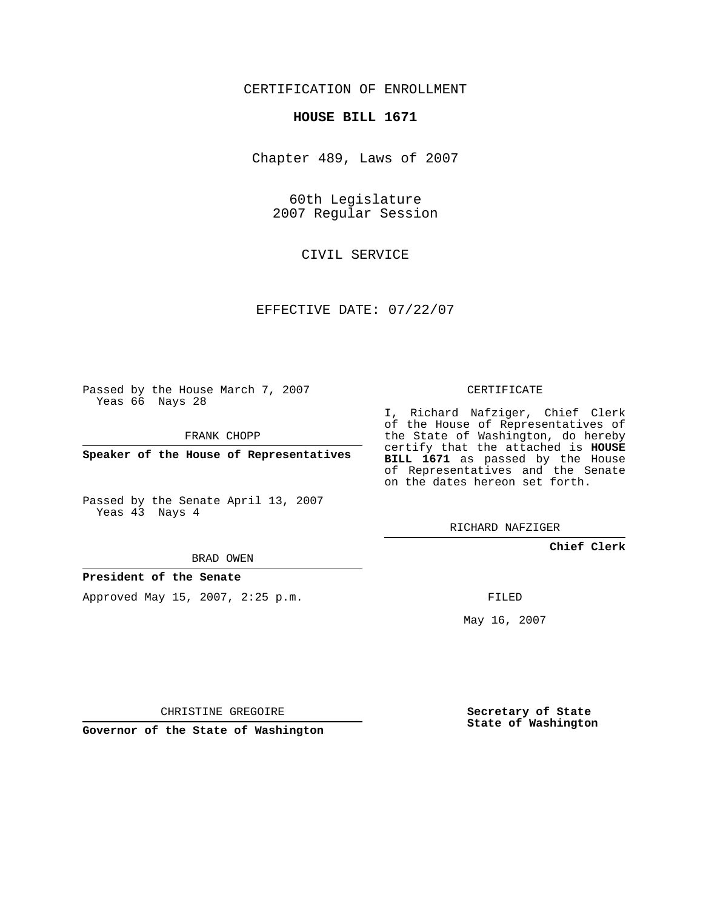CERTIFICATION OF ENROLLMENT

**HOUSE BILL 1671**

Chapter 489, Laws of 2007

60th Legislature
2007 Regular Session

CIVIL SERVICE

EFFECTIVE DATE: 07/22/07

Passed by the House March 7, 2007
Yeas 66 Nays 28

FRANK CHOPP

**Speaker of the House of Representatives**

Passed by the Senate April 13, 2007
Yeas 43 Nays 4

BRAD OWEN

**President of the Senate**

Approved May 15, 2007, 2:25 p.m.

CHRISTINE GREGOIRE

**Governor of the State of Washington**

CERTIFICATE

I, Richard Nafziger, Chief Clerk of the House of Representatives of the State of Washington, do hereby certify that the attached is **HOUSE BILL 1671** as passed by the House of Representatives and the Senate on the dates hereon set forth.

RICHARD NAFZIGER

**Chief Clerk**

FILED

May 16, 2007

**Secretary of State**
**State of Washington**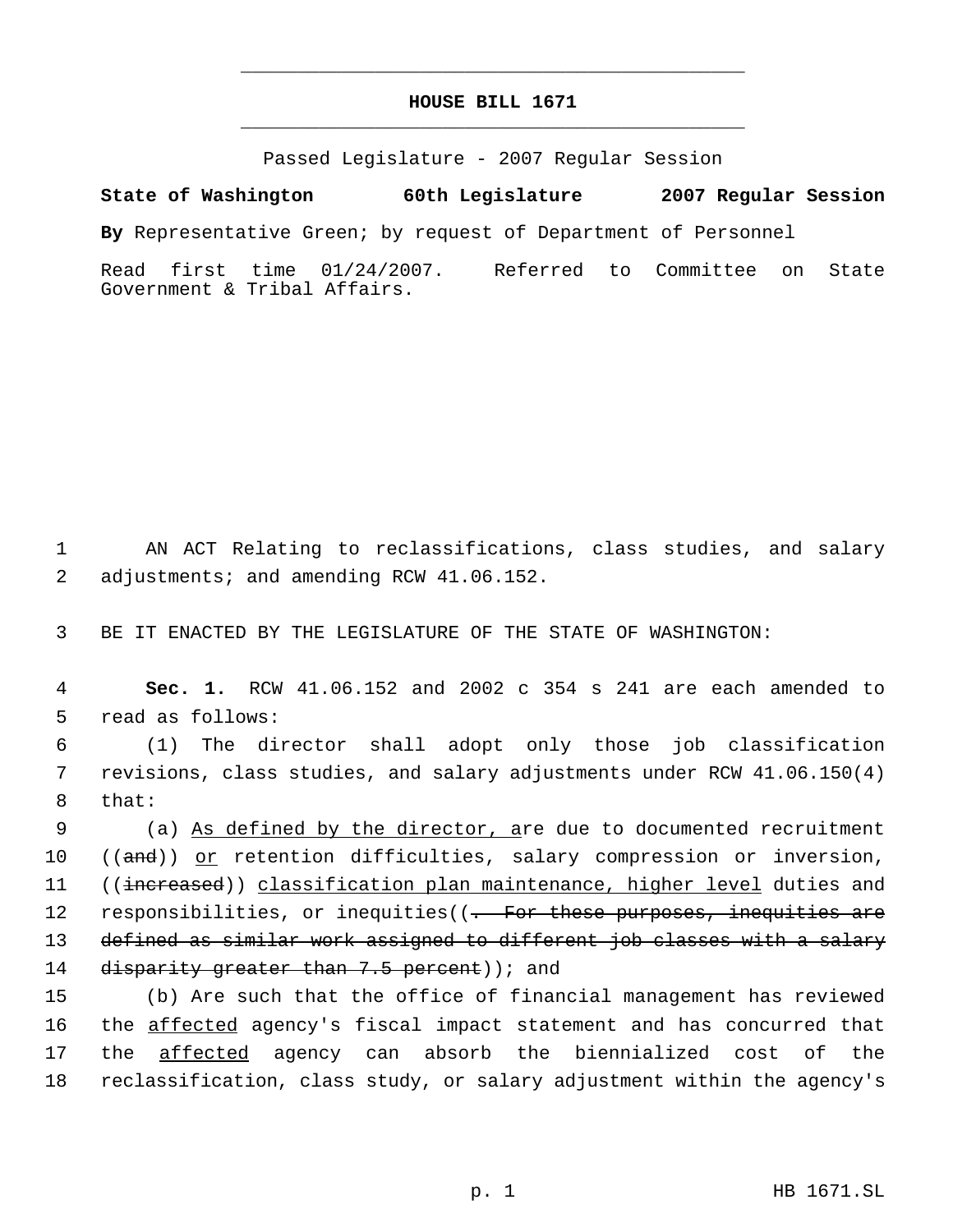**HOUSE BILL 1671**

Passed Legislature - 2007 Regular Session

**State of Washington 60th Legislature 2007 Regular Session**

**By** Representative Green; by request of Department of Personnel

Read first time 01/24/2007. Referred to Committee on State Government & Tribal Affairs.

1 AN ACT Relating to reclassifications, class studies, and salary
2 adjustments; and amending RCW 41.06.152.

3 BE IT ENACTED BY THE LEGISLATURE OF THE STATE OF WASHINGTON:

4 **Sec. 1.** RCW 41.06.152 and 2002 c 354 s 241 are each amended to
5 read as follows:

6 (1) The director shall adopt only those job classification
7 revisions, class studies, and salary adjustments under RCW 41.06.150(4)
8 that:

9 (a) <u>As defined by the director, a</u>re due to documented recruitment
10 ((~~and~~)) <u>or</u> retention difficulties, salary compression or inversion,
11 ((~~increased~~)) <u>classification plan maintenance, higher level</u> duties and
12 responsibilities, or inequities((~~. For these purposes, inequities are~~
13 ~~defined as similar work assigned to different job classes with a salary~~
14 ~~disparity greater than 7.5 percent~~)); and

15 (b) Are such that the office of financial management has reviewed
16 the <u>affected</u> agency's fiscal impact statement and has concurred that
17 the <u>affected</u> agency can absorb the biennialized cost of the
18 reclassification, class study, or salary adjustment within the agency's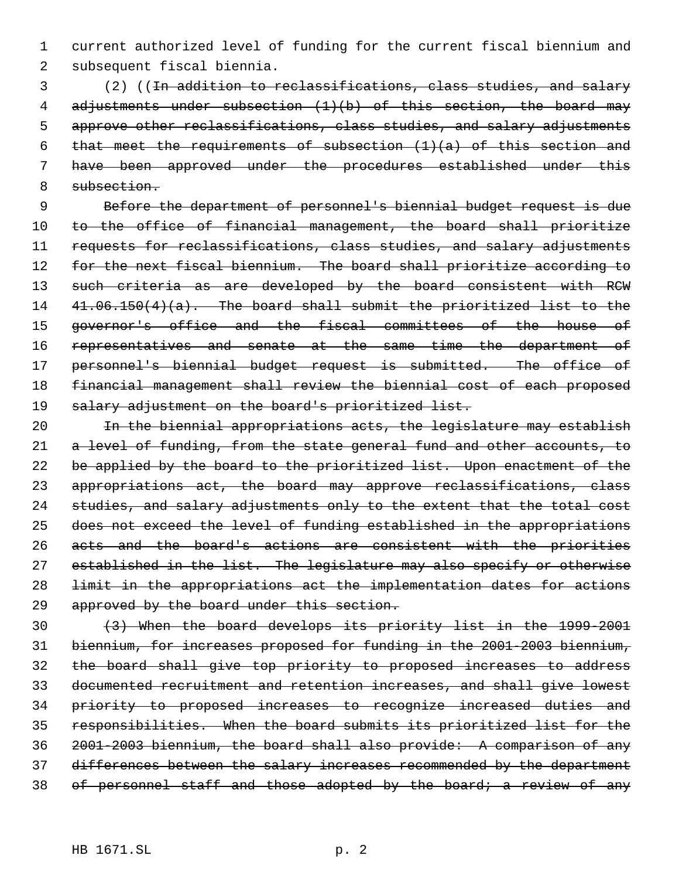current authorized level of funding for the current fiscal biennium and subsequent fiscal biennia.

(2) ((~~In addition to reclassifications, class studies, and salary adjustments under subsection (1)(b) of this section, the board may approve other reclassifications, class studies, and salary adjustments that meet the requirements of subsection (1)(a) of this section and have been approved under the procedures established under this subsection.~~

~~Before the department of personnel's biennial budget request is due to the office of financial management, the board shall prioritize requests for reclassifications, class studies, and salary adjustments for the next fiscal biennium. The board shall prioritize according to such criteria as are developed by the board consistent with RCW 41.06.150(4)(a). The board shall submit the prioritized list to the governor's office and the fiscal committees of the house of representatives and senate at the same time the department of personnel's biennial budget request is submitted. The office of financial management shall review the biennial cost of each proposed salary adjustment on the board's prioritized list.~~

~~In the biennial appropriations acts, the legislature may establish a level of funding, from the state general fund and other accounts, to be applied by the board to the prioritized list. Upon enactment of the appropriations act, the board may approve reclassifications, class studies, and salary adjustments only to the extent that the total cost does not exceed the level of funding established in the appropriations acts and the board's actions are consistent with the priorities established in the list. The legislature may also specify or otherwise limit in the appropriations act the implementation dates for actions approved by the board under this section.~~

~~(3) When the board develops its priority list in the 1999-2001 biennium, for increases proposed for funding in the 2001-2003 biennium, the board shall give top priority to proposed increases to address documented recruitment and retention increases, and shall give lowest priority to proposed increases to recognize increased duties and responsibilities. When the board submits its prioritized list for the 2001-2003 biennium, the board shall also provide: A comparison of any differences between the salary increases recommended by the department of personnel staff and those adopted by the board; a review of any~~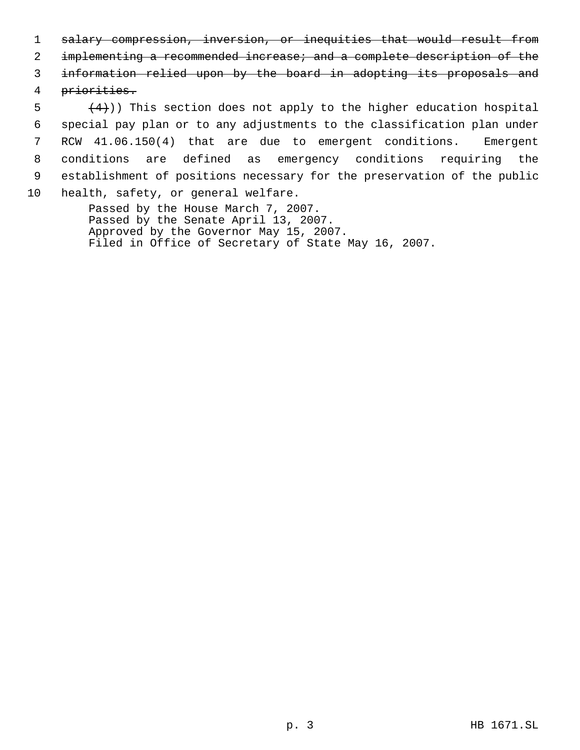~~salary compression, inversion, or inequities that would result from implementing a recommended increase; and a complete description of the information relied upon by the board in adopting its proposals and priorities.~~

~~(4)~~)) This section does not apply to the higher education hospital special pay plan or to any adjustments to the classification plan under RCW 41.06.150(4) that are due to emergent conditions. Emergent conditions are defined as emergency conditions requiring the establishment of positions necessary for the preservation of the public health, safety, or general welfare.

Passed by the House March 7, 2007.
Passed by the Senate April 13, 2007.
Approved by the Governor May 15, 2007.
Filed in Office of Secretary of State May 16, 2007.